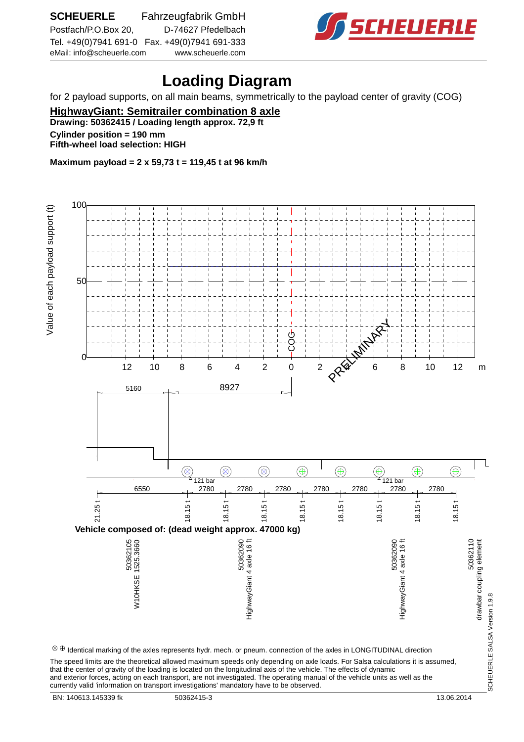SCHEUERLE Fahrzeugfabrik GmbH
Postfach/P.O.Box 20, D-74627 Pfedelbach
Tel. +49(0)7941 691-0 Fax. +49(0)7941 691-333
eMail: info@scheuerle.com www.scheuerle.com

# Loading Diagram

for 2 payload supports, on all main beams, symmetrically to the payload center of gravity (COG)

## HighwayGiant: Semitrailer combination 8 axle

**Drawing: 50362415 / Loading length approx. 72,9 ft**

**Cylinder position = 190 mm**
**Fifth-wheel load selection: HIGH**

**Maximum payload = 2 x 59,73 t = 119,45 t at 96 km/h**

Value of each payload support (t)

100
50
0

12 10 8 6 4 2 0 2 4 6 8 10 12 m

COG

PRELIMINARY

5160 8927

121 bar 121 bar

6550 2780 2780 2780 2780 2780 2780 2780

21.25 t 18.15 t 18.15 t 18.15 t 18.15 t 18.15 t 18.15 t 18.15 t 18.15 t

**Vehicle composed of: (dead weight approx. 47000 kg)**

50362105 W10HKSE 1525.3660

50362090 HighwayGiant 4 axle 16 ft

50362090 HighwayGiant 4 axle 16 ft

50362110 drawbar coupling element

⊗ ⊕ Identical marking of the axles represents hydr. mech. or pneum. connection of the axles in LONGITUDINAL direction

The speed limits are the theoretical allowed maximum speeds only depending on axle loads. For Salsa calculations it is assumed, that the center of gravity of the loading is located on the longitudinal axis of the vehicle. The effects of dynamic and exterior forces, acting on each transport, are not investigated. The operating manual of the vehicle units as well as the currently valid 'information on transport investigations' mandatory have to be observed.

SCHEUERLE SALSA Version 1.9.8

BN: 140613.145339 fk 50362415-3 13.06.2014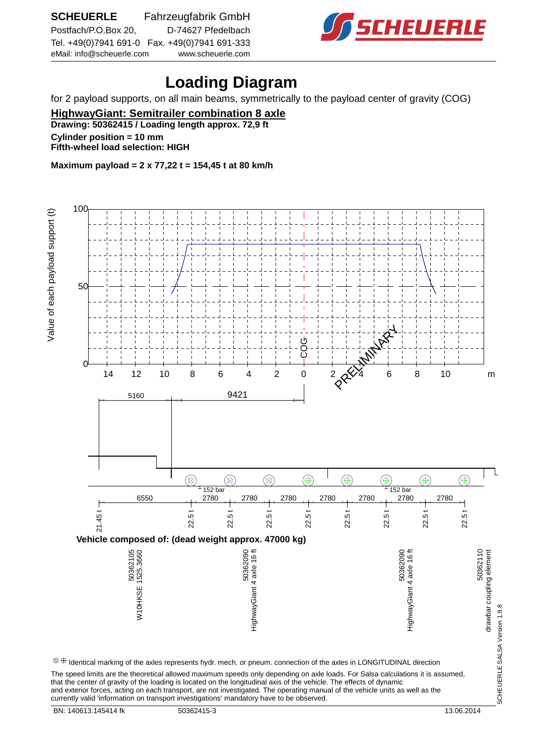**SCHEUERLE** Fahrzeugfabrik GmbH
Postfach/P.O.Box 20, D-74627 Pfedelbach
Tel. +49(0)7941 691-0 Fax. +49(0)7941 691-333
eMail: info@scheuerle.com www.scheuerle.com

# Loading Diagram

for 2 payload supports, on all main beams, symmetrically to the payload center of gravity (COG)

## HighwayGiant: Semitrailer combination 8 axle

**Drawing: 50362415 / Loading length approx. 72,9 ft**

**Cylinder position = 10 mm**

**Fifth-wheel load selection: HIGH**

**Maximum payload = 2 x 77,22 t = 154,45 t at 80 km/h**

Value of each payload support (t): 0, 50, 100

m: 14, 12, 10, 8, 6, 4, 2, 0, 2, 4, 6, 8, 10

COG

PRELIMINARY

5160 9421

152 bar 152 bar

6550 2780 2780 2780 2780 2780 2780 2780

21.45 t 22.5 t 22.5 t 22.5 t 22.5 t 22.5 t 22.5 t 22.5 t 22.5 t

**Vehicle composed of: (dead weight approx. 47000 kg)**

- 50362105 W10HKSE 1525.3660
- 50362090 HighwayGiant 4 axle 16 ft
- 50362090 HighwayGiant 4 axle 16 ft
- 50362110 drawbar coupling element

⊗ ⊕ Identical marking of the axles represents hydr. mech. or pneum. connection of the axles in LONGITUDINAL direction

The speed limits are the theoretical allowed maximum speeds only depending on axle loads. For Salsa calculations it is assumed, that the center of gravity of the loading is located on the longitudinal axis of the vehicle. The effects of dynamic and exterior forces, acting on each transport, are not investigated. The operating manual of the vehicle units as well as the currently valid 'information on transport investigations' mandatory have to be observed.

SCHEUERLE SALSA Version 1.9.8

BN: 140613.145414 fk 50362415-3 13.06.2014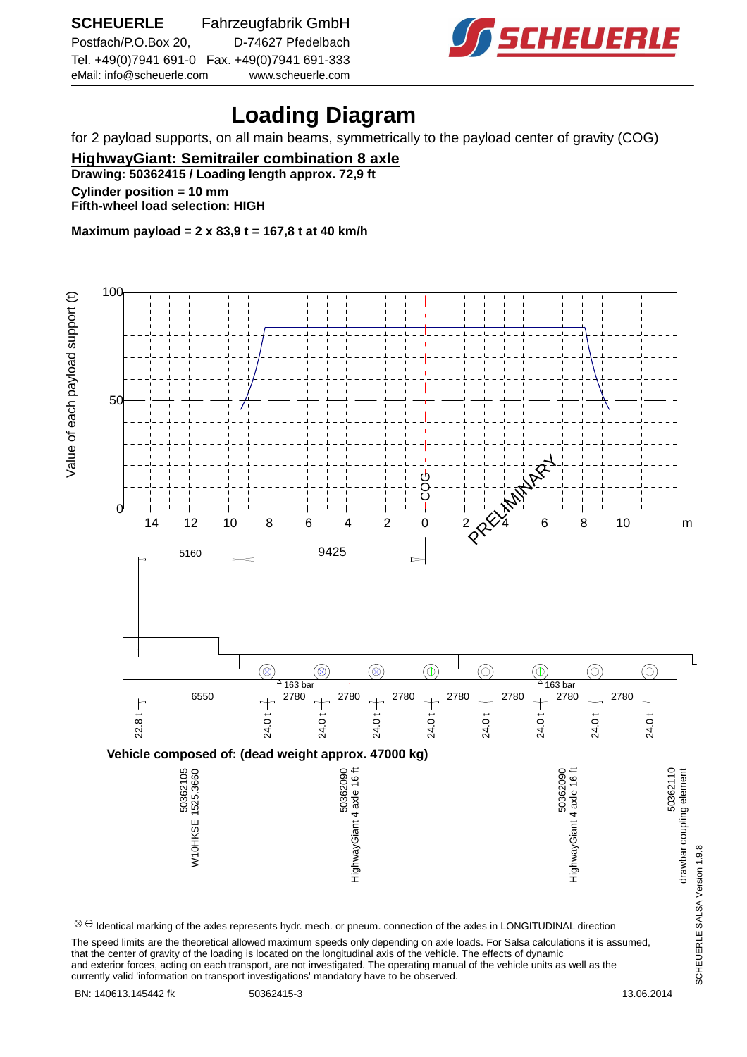**SCHEUERLE** Fahrzeugfabrik GmbH
Postfach/P.O.Box 20, D-74627 Pfedelbach
Tel. +49(0)7941 691-0 Fax. +49(0)7941 691-333
eMail: info@scheuerle.com www.scheuerle.com

# Loading Diagram

for 2 payload supports, on all main beams, symmetrically to the payload center of gravity (COG)

## HighwayGiant: Semitrailer combination 8 axle

**Drawing: 50362415 / Loading length approx. 72,9 ft**

**Cylinder position = 10 mm**

**Fifth-wheel load selection: HIGH**

**Maximum payload = 2 x 83,9 t = 167,8 t at 40 km/h**

Value of each payload support (t)

100

50

0

14 12 10 8 6 4 2 0 2 4 6 8 10 m

COG

PRELIMINARY

5160 9425

163 bar 163 bar

6550 2780 2780 2780 2780 2780 2780 2780

22.8 t 24.0 t 24.0 t 24.0 t 24.0 t 24.0 t 24.0 t 24.0 t 24.0 t

**Vehicle composed of: (dead weight approx. 47000 kg)**

50362105 W10HKSE 1525.3660

50362090 HighwayGiant 4 axle 16 ft

50362090 HighwayGiant 4 axle 16 ft

50362110 drawbar coupling element

⊗ ⊕ Identical marking of the axles represents hydr. mech. or pneum. connection of the axles in LONGITUDINAL direction

The speed limits are the theoretical allowed maximum speeds only depending on axle loads. For Salsa calculations it is assumed, that the center of gravity of the loading is located on the longitudinal axis of the vehicle. The effects of dynamic and exterior forces, acting on each transport, are not investigated. The operating manual of the vehicle units as well as the currently valid 'information on transport investigations' mandatory have to be observed.

SCHEUERLE SALSA Version 1.9.8

BN: 140613.145442 fk 50362415-3 13.06.2014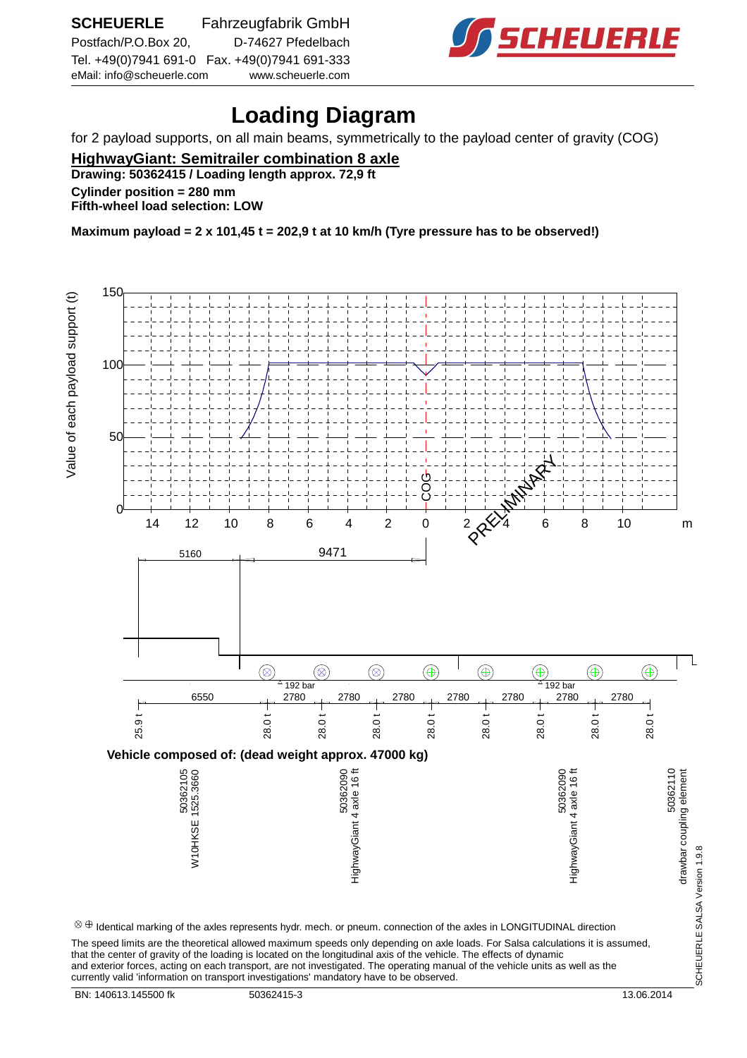**SCHEUERLE** Fahrzeugfabrik GmbH
Postfach/P.O.Box 20, D-74627 Pfedelbach
Tel. +49(0)7941 691-0 Fax. +49(0)7941 691-333
eMail: info@scheuerle.com www.scheuerle.com

SCHEUERLE

# Loading Diagram

for 2 payload supports, on all main beams, symmetrically to the payload center of gravity (COG)

## HighwayGiant: Semitrailer combination 8 axle

**Drawing: 50362415 / Loading length approx. 72,9 ft**

**Cylinder position = 280 mm**
**Fifth-wheel load selection: LOW**

**Maximum payload = 2 x 101,45 t = 202,9 t at 10 km/h (Tyre pressure has to be observed!)**

Value of each payload support (t)

150
100
50
0

14 12 10 8 6 4 2 0 2 4 6 8 10 m

COG

PRELIMINARY

5160
9471

192 bar
192 bar

6550 2780 2780 2780 2780 2780 2780 2780

25.9 t 28.0 t 28.0 t 28.0 t 28.0 t 28.0 t 28.0 t 28.0 t 28.0 t

**Vehicle composed of: (dead weight approx. 47000 kg)**

50362105 W10HKSE 1525.3660

50362090 HighwayGiant 4 axle 16 ft

50362090 HighwayGiant 4 axle 16 ft

50362110 drawbar coupling element

SCHEUERLE SALSA Version 1.9.8

⊗ ⊕ Identical marking of the axles represents hydr. mech. or pneum. connection of the axles in LONGITUDINAL direction

The speed limits are the theoretical allowed maximum speeds only depending on axle loads. For Salsa calculations it is assumed, that the center of gravity of the loading is located on the longitudinal axis of the vehicle. The effects of dynamic and exterior forces, acting on each transport, are not investigated. The operating manual of the vehicle units as well as the currently valid 'information on transport investigations' mandatory have to be observed.

BN: 140613.145500 fk 50362415-3 13.06.2014